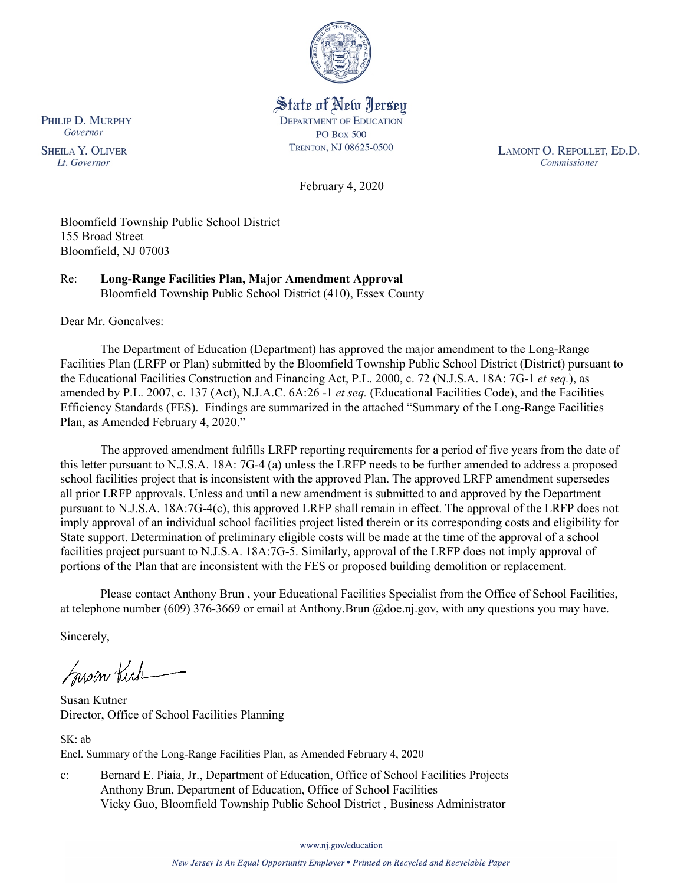State of New Jersey
DEPARTMENT OF EDUCATION
PO BOX 500
TRENTON, NJ 08625-0500

PHILIP D. MURPHY
*Governor*

SHEILA Y. OLIVER
*Lt. Governor*

LAMONT O. REPOLLET, ED.D.
*Commissioner*

February 4, 2020

Bloomfield Township Public School District
155 Broad Street
Bloomfield, NJ 07003

Re: **Long-Range Facilities Plan, Major Amendment Approval**
Bloomfield Township Public School District (410), Essex County

Dear Mr. Goncalves:

The Department of Education (Department) has approved the major amendment to the Long-Range Facilities Plan (LRFP or Plan) submitted by the Bloomfield Township Public School District (District) pursuant to the Educational Facilities Construction and Financing Act, P.L. 2000, c. 72 (N.J.S.A. 18A: 7G-1 *et seq.*), as amended by P.L. 2007, c. 137 (Act), N.J.A.C. 6A:26 -1 *et seq.* (Educational Facilities Code), and the Facilities Efficiency Standards (FES). Findings are summarized in the attached "Summary of the Long-Range Facilities Plan, as Amended February 4, 2020."

The approved amendment fulfills LRFP reporting requirements for a period of five years from the date of this letter pursuant to N.J.S.A. 18A: 7G-4 (a) unless the LRFP needs to be further amended to address a proposed school facilities project that is inconsistent with the approved Plan. The approved LRFP amendment supersedes all prior LRFP approvals. Unless and until a new amendment is submitted to and approved by the Department pursuant to N.J.S.A. 18A:7G-4(c), this approved LRFP shall remain in effect. The approval of the LRFP does not imply approval of an individual school facilities project listed therein or its corresponding costs and eligibility for State support. Determination of preliminary eligible costs will be made at the time of the approval of a school facilities project pursuant to N.J.S.A. 18A:7G-5. Similarly, approval of the LRFP does not imply approval of portions of the Plan that are inconsistent with the FES or proposed building demolition or replacement.

Please contact Anthony Brun , your Educational Facilities Specialist from the Office of School Facilities, at telephone number (609) 376-3669 or email at Anthony.Brun @doe.nj.gov, with any questions you may have.

Sincerely,

Susan Kutner
Director, Office of School Facilities Planning

SK: ab
Encl. Summary of the Long-Range Facilities Plan, as Amended February 4, 2020

c: Bernard E. Piaia, Jr., Department of Education, Office of School Facilities Projects
Anthony Brun, Department of Education, Office of School Facilities
Vicky Guo, Bloomfield Township Public School District , Business Administrator

www.nj.gov/education

*New Jersey Is An Equal Opportunity Employer • Printed on Recycled and Recyclable Paper*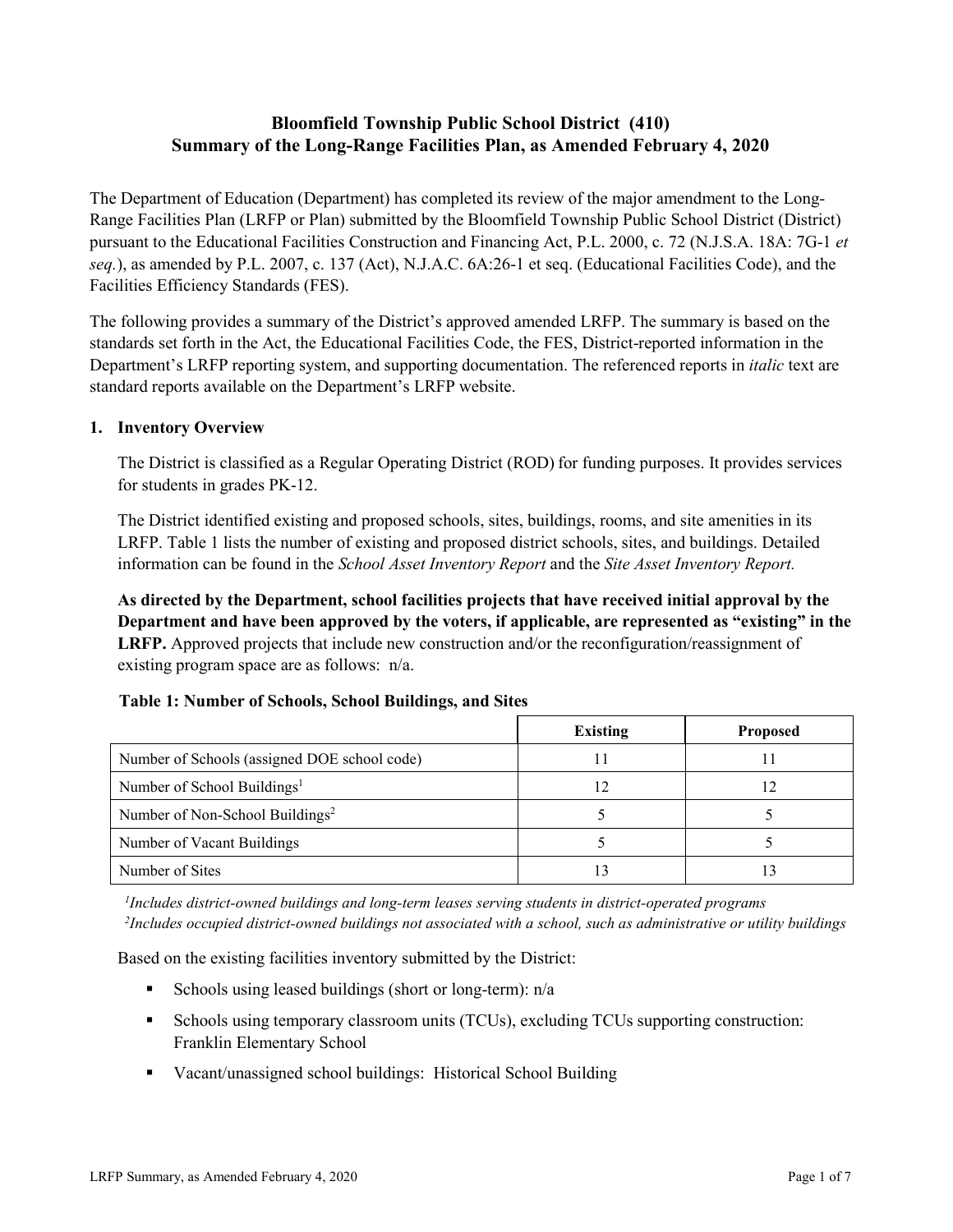# Bloomfield Township Public School District (410)
# Summary of the Long-Range Facilities Plan, as Amended February 4, 2020

The Department of Education (Department) has completed its review of the major amendment to the Long-Range Facilities Plan (LRFP or Plan) submitted by the Bloomfield Township Public School District (District) pursuant to the Educational Facilities Construction and Financing Act, P.L. 2000, c. 72 (N.J.S.A. 18A: 7G-1 *et seq.*), as amended by P.L. 2007, c. 137 (Act), N.J.A.C. 6A:26-1 et seq. (Educational Facilities Code), and the Facilities Efficiency Standards (FES).

The following provides a summary of the District's approved amended LRFP. The summary is based on the standards set forth in the Act, the Educational Facilities Code, the FES, District-reported information in the Department's LRFP reporting system, and supporting documentation. The referenced reports in *italic* text are standard reports available on the Department's LRFP website.

## 1. Inventory Overview

The District is classified as a Regular Operating District (ROD) for funding purposes. It provides services for students in grades PK-12.

The District identified existing and proposed schools, sites, buildings, rooms, and site amenities in its LRFP. Table 1 lists the number of existing and proposed district schools, sites, and buildings. Detailed information can be found in the *School Asset Inventory Report* and the *Site Asset Inventory Report.*

**As directed by the Department, school facilities projects that have received initial approval by the Department and have been approved by the voters, if applicable, are represented as "existing" in the LRFP.** Approved projects that include new construction and/or the reconfiguration/reassignment of existing program space are as follows: n/a.

**Table 1: Number of Schools, School Buildings, and Sites**

| | Existing | Proposed |
|---|---|---|
| Number of Schools (assigned DOE school code) | 11 | 11 |
| Number of School Buildings[1] | 12 | 12 |
| Number of Non-School Buildings[2] | 5 | 5 |
| Number of Vacant Buildings | 5 | 5 |
| Number of Sites | 13 | 13 |

*[1]Includes district-owned buildings and long-term leases serving students in district-operated programs*
*[2]Includes occupied district-owned buildings not associated with a school, such as administrative or utility buildings*

Based on the existing facilities inventory submitted by the District:

- Schools using leased buildings (short or long-term): n/a
- Schools using temporary classroom units (TCUs), excluding TCUs supporting construction: Franklin Elementary School
- Vacant/unassigned school buildings: Historical School Building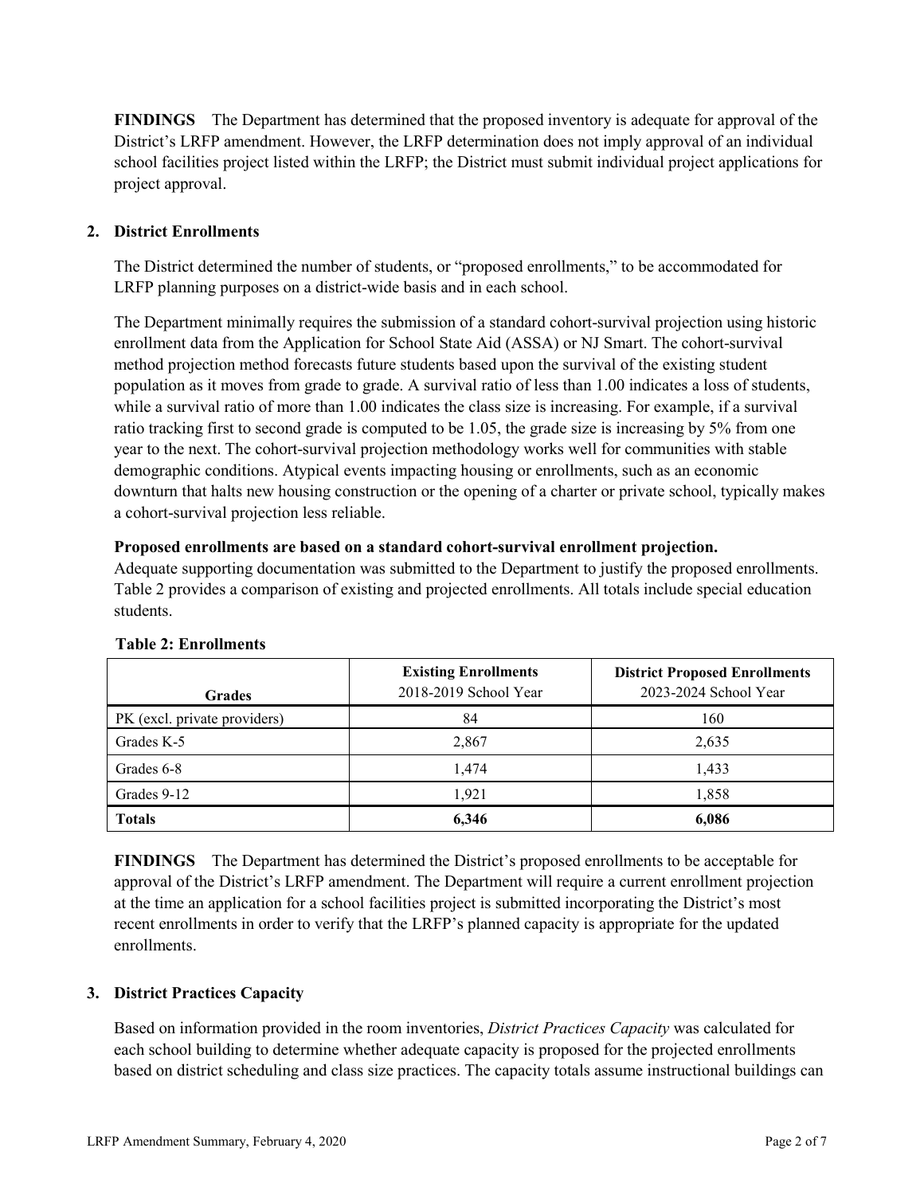**FINDINGS** The Department has determined that the proposed inventory is adequate for approval of the District's LRFP amendment. However, the LRFP determination does not imply approval of an individual school facilities project listed within the LRFP; the District must submit individual project applications for project approval.

## 2. District Enrollments

The District determined the number of students, or "proposed enrollments," to be accommodated for LRFP planning purposes on a district-wide basis and in each school.

The Department minimally requires the submission of a standard cohort-survival projection using historic enrollment data from the Application for School State Aid (ASSA) or NJ Smart. The cohort-survival method projection method forecasts future students based upon the survival of the existing student population as it moves from grade to grade. A survival ratio of less than 1.00 indicates a loss of students, while a survival ratio of more than 1.00 indicates the class size is increasing. For example, if a survival ratio tracking first to second grade is computed to be 1.05, the grade size is increasing by 5% from one year to the next. The cohort-survival projection methodology works well for communities with stable demographic conditions. Atypical events impacting housing or enrollments, such as an economic downturn that halts new housing construction or the opening of a charter or private school, typically makes a cohort-survival projection less reliable.

**Proposed enrollments are based on a standard cohort-survival enrollment projection.**
Adequate supporting documentation was submitted to the Department to justify the proposed enrollments. Table 2 provides a comparison of existing and projected enrollments. All totals include special education students.

**Table 2: Enrollments**

| Grades | Existing Enrollments 2018-2019 School Year | District Proposed Enrollments 2023-2024 School Year |
|---|---|---|
| PK (excl. private providers) | 84 | 160 |
| Grades K-5 | 2,867 | 2,635 |
| Grades 6-8 | 1,474 | 1,433 |
| Grades 9-12 | 1,921 | 1,858 |
| **Totals** | **6,346** | **6,086** |

**FINDINGS** The Department has determined the District's proposed enrollments to be acceptable for approval of the District's LRFP amendment. The Department will require a current enrollment projection at the time an application for a school facilities project is submitted incorporating the District's most recent enrollments in order to verify that the LRFP's planned capacity is appropriate for the updated enrollments.

## 3. District Practices Capacity

Based on information provided in the room inventories, *District Practices Capacity* was calculated for each school building to determine whether adequate capacity is proposed for the projected enrollments based on district scheduling and class size practices. The capacity totals assume instructional buildings can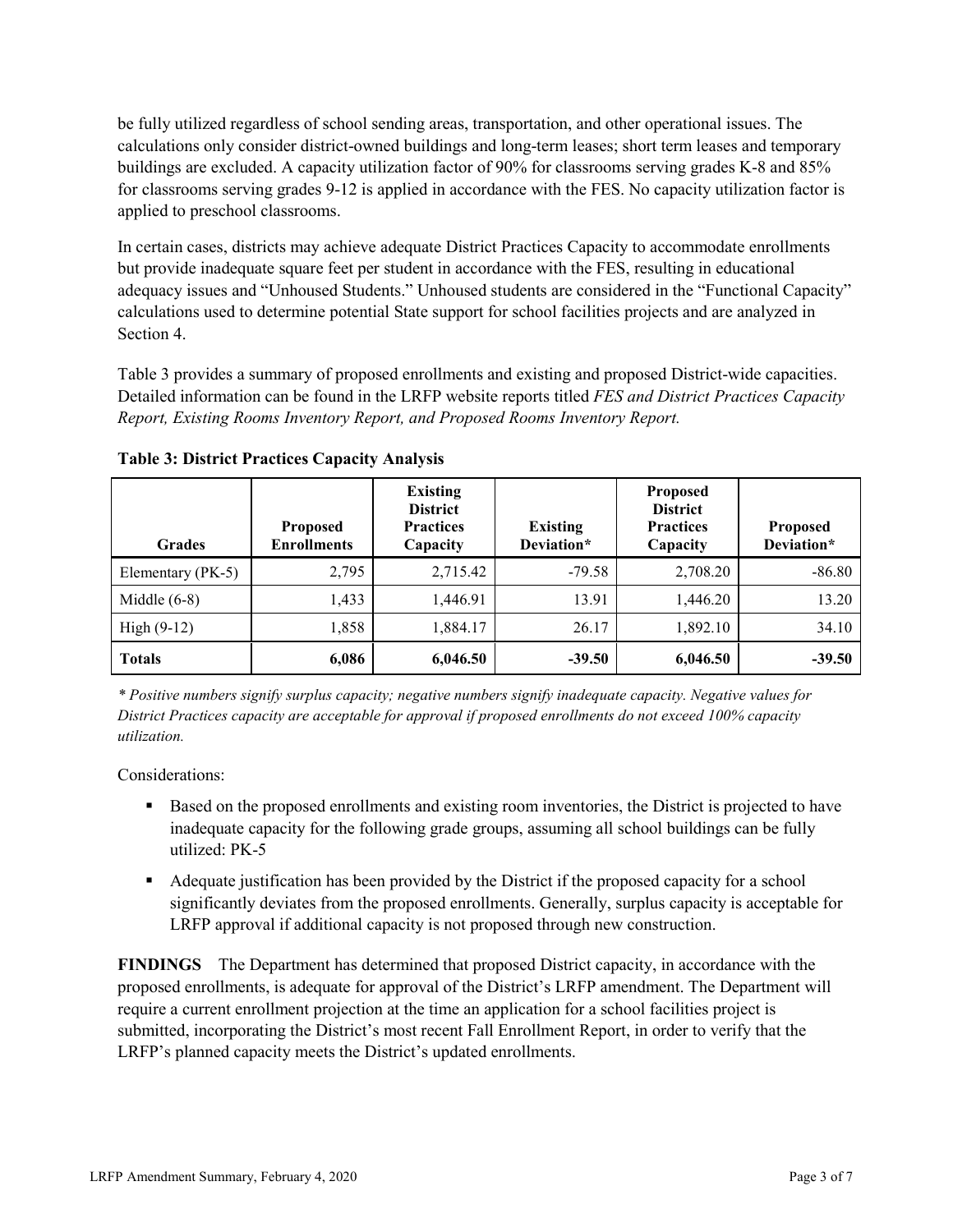be fully utilized regardless of school sending areas, transportation, and other operational issues. The calculations only consider district-owned buildings and long-term leases; short term leases and temporary buildings are excluded. A capacity utilization factor of 90% for classrooms serving grades K-8 and 85% for classrooms serving grades 9-12 is applied in accordance with the FES. No capacity utilization factor is applied to preschool classrooms.

In certain cases, districts may achieve adequate District Practices Capacity to accommodate enrollments but provide inadequate square feet per student in accordance with the FES, resulting in educational adequacy issues and "Unhoused Students." Unhoused students are considered in the "Functional Capacity" calculations used to determine potential State support for school facilities projects and are analyzed in Section 4.

Table 3 provides a summary of proposed enrollments and existing and proposed District-wide capacities. Detailed information can be found in the LRFP website reports titled *FES and District Practices Capacity Report, Existing Rooms Inventory Report, and Proposed Rooms Inventory Report.*

**Table 3: District Practices Capacity Analysis**

| Grades | Proposed Enrollments | Existing District Practices Capacity | Existing Deviation* | Proposed District Practices Capacity | Proposed Deviation* |
|---|---|---|---|---|---|
| Elementary (PK-5) | 2,795 | 2,715.42 | -79.58 | 2,708.20 | -86.80 |
| Middle (6-8) | 1,433 | 1,446.91 | 13.91 | 1,446.20 | 13.20 |
| High (9-12) | 1,858 | 1,884.17 | 26.17 | 1,892.10 | 34.10 |
| **Totals** | **6,086** | **6,046.50** | **-39.50** | **6,046.50** | **-39.50** |

*\* Positive numbers signify surplus capacity; negative numbers signify inadequate capacity. Negative values for District Practices capacity are acceptable for approval if proposed enrollments do not exceed 100% capacity utilization.*

Considerations:

- Based on the proposed enrollments and existing room inventories, the District is projected to have inadequate capacity for the following grade groups, assuming all school buildings can be fully utilized: PK-5
- Adequate justification has been provided by the District if the proposed capacity for a school significantly deviates from the proposed enrollments. Generally, surplus capacity is acceptable for LRFP approval if additional capacity is not proposed through new construction.

**FINDINGS** The Department has determined that proposed District capacity, in accordance with the proposed enrollments, is adequate for approval of the District's LRFP amendment. The Department will require a current enrollment projection at the time an application for a school facilities project is submitted, incorporating the District's most recent Fall Enrollment Report, in order to verify that the LRFP's planned capacity meets the District's updated enrollments.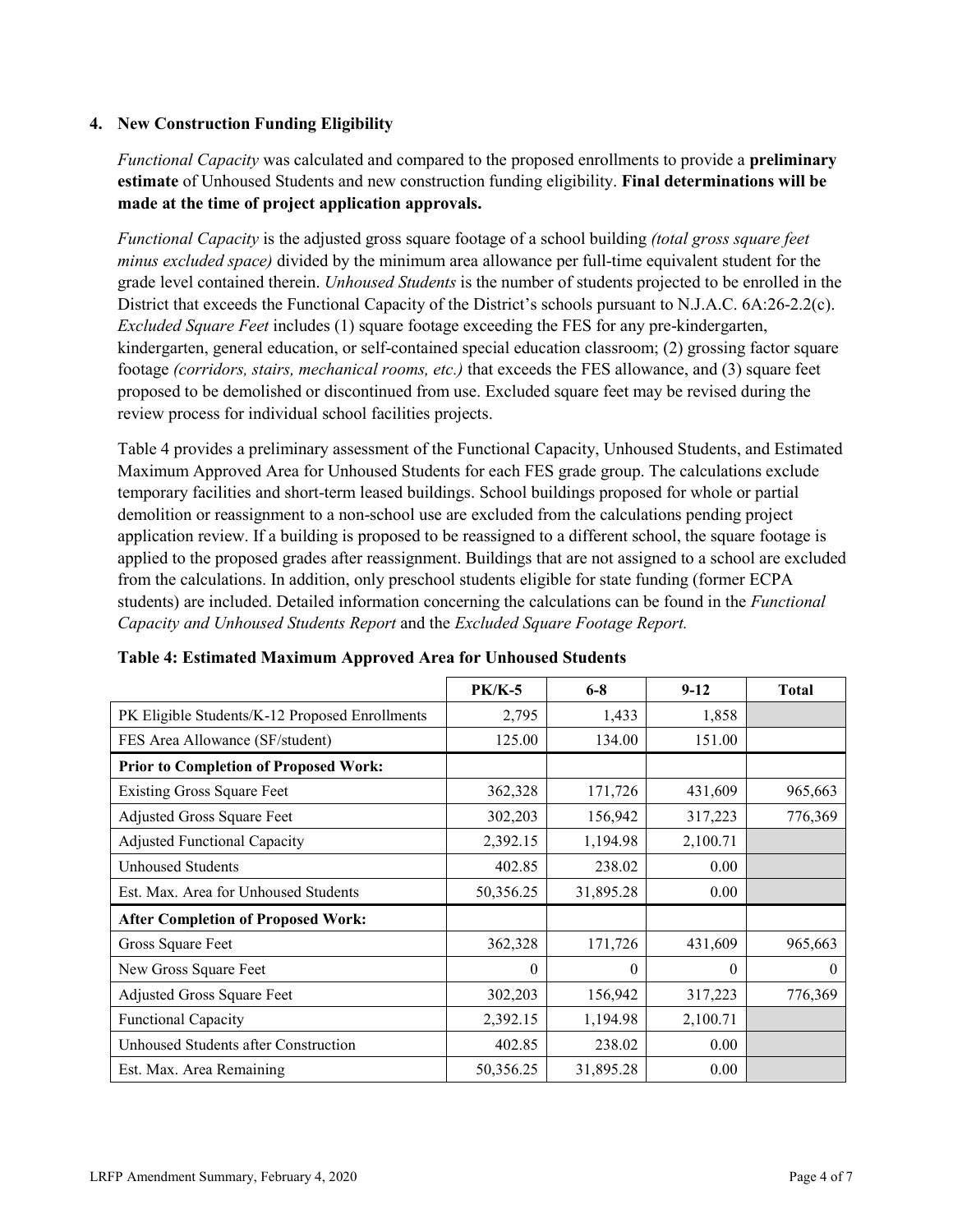### 4. New Construction Funding Eligibility

*Functional Capacity* was calculated and compared to the proposed enrollments to provide a **preliminary estimate** of Unhoused Students and new construction funding eligibility. **Final determinations will be made at the time of project application approvals.**

*Functional Capacity* is the adjusted gross square footage of a school building *(total gross square feet minus excluded space)* divided by the minimum area allowance per full-time equivalent student for the grade level contained therein. *Unhoused Students* is the number of students projected to be enrolled in the District that exceeds the Functional Capacity of the District's schools pursuant to N.J.A.C. 6A:26-2.2(c). *Excluded Square Feet* includes (1) square footage exceeding the FES for any pre-kindergarten, kindergarten, general education, or self-contained special education classroom; (2) grossing factor square footage *(corridors, stairs, mechanical rooms, etc.)* that exceeds the FES allowance, and (3) square feet proposed to be demolished or discontinued from use. Excluded square feet may be revised during the review process for individual school facilities projects.

Table 4 provides a preliminary assessment of the Functional Capacity, Unhoused Students, and Estimated Maximum Approved Area for Unhoused Students for each FES grade group. The calculations exclude temporary facilities and short-term leased buildings. School buildings proposed for whole or partial demolition or reassignment to a non-school use are excluded from the calculations pending project application review. If a building is proposed to be reassigned to a different school, the square footage is applied to the proposed grades after reassignment. Buildings that are not assigned to a school are excluded from the calculations. In addition, only preschool students eligible for state funding (former ECPA students) are included. Detailed information concerning the calculations can be found in the *Functional Capacity and Unhoused Students Report* and the *Excluded Square Footage Report.*

**Table 4: Estimated Maximum Approved Area for Unhoused Students**

| | PK/K-5 | 6-8 | 9-12 | Total |
|---|---|---|---|---|
| PK Eligible Students/K-12 Proposed Enrollments | 2,795 | 1,433 | 1,858 | |
| FES Area Allowance (SF/student) | 125.00 | 134.00 | 151.00 | |
| **Prior to Completion of Proposed Work:** | | | | |
| Existing Gross Square Feet | 362,328 | 171,726 | 431,609 | 965,663 |
| Adjusted Gross Square Feet | 302,203 | 156,942 | 317,223 | 776,369 |
| Adjusted Functional Capacity | 2,392.15 | 1,194.98 | 2,100.71 | |
| Unhoused Students | 402.85 | 238.02 | 0.00 | |
| Est. Max. Area for Unhoused Students | 50,356.25 | 31,895.28 | 0.00 | |
| **After Completion of Proposed Work:** | | | | |
| Gross Square Feet | 362,328 | 171,726 | 431,609 | 965,663 |
| New Gross Square Feet | 0 | 0 | 0 | 0 |
| Adjusted Gross Square Feet | 302,203 | 156,942 | 317,223 | 776,369 |
| Functional Capacity | 2,392.15 | 1,194.98 | 2,100.71 | |
| Unhoused Students after Construction | 402.85 | 238.02 | 0.00 | |
| Est. Max. Area Remaining | 50,356.25 | 31,895.28 | 0.00 | |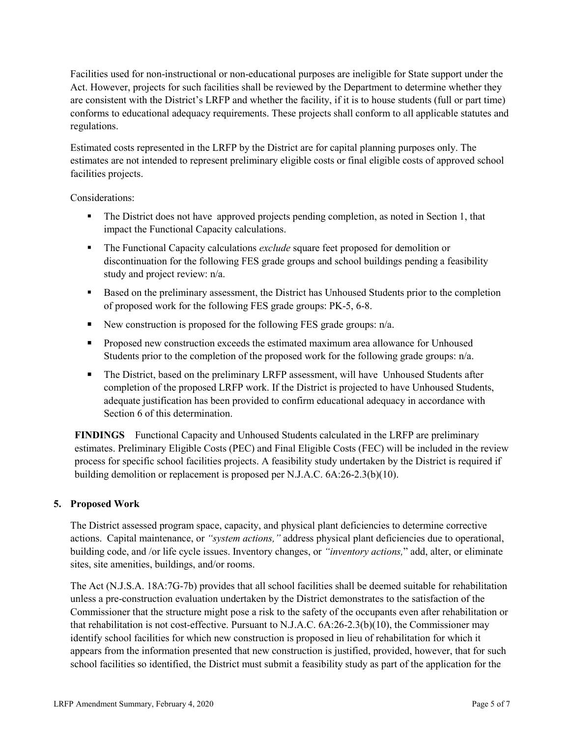Facilities used for non-instructional or non-educational purposes are ineligible for State support under the Act. However, projects for such facilities shall be reviewed by the Department to determine whether they are consistent with the District's LRFP and whether the facility, if it is to house students (full or part time) conforms to educational adequacy requirements. These projects shall conform to all applicable statutes and regulations.

Estimated costs represented in the LRFP by the District are for capital planning purposes only. The estimates are not intended to represent preliminary eligible costs or final eligible costs of approved school facilities projects.

Considerations:

- The District does not have approved projects pending completion, as noted in Section 1, that impact the Functional Capacity calculations.
- The Functional Capacity calculations *exclude* square feet proposed for demolition or discontinuation for the following FES grade groups and school buildings pending a feasibility study and project review: n/a.
- Based on the preliminary assessment, the District has Unhoused Students prior to the completion of proposed work for the following FES grade groups: PK-5, 6-8.
- New construction is proposed for the following FES grade groups: n/a.
- Proposed new construction exceeds the estimated maximum area allowance for Unhoused Students prior to the completion of the proposed work for the following grade groups: n/a.
- The District, based on the preliminary LRFP assessment, will have Unhoused Students after completion of the proposed LRFP work. If the District is projected to have Unhoused Students, adequate justification has been provided to confirm educational adequacy in accordance with Section 6 of this determination.

**FINDINGS** Functional Capacity and Unhoused Students calculated in the LRFP are preliminary estimates. Preliminary Eligible Costs (PEC) and Final Eligible Costs (FEC) will be included in the review process for specific school facilities projects. A feasibility study undertaken by the District is required if building demolition or replacement is proposed per N.J.A.C. 6A:26-2.3(b)(10).

## 5. Proposed Work

The District assessed program space, capacity, and physical plant deficiencies to determine corrective actions. Capital maintenance, or *"system actions,"* address physical plant deficiencies due to operational, building code, and /or life cycle issues. Inventory changes, or *"inventory actions,"* add, alter, or eliminate sites, site amenities, buildings, and/or rooms.

The Act (N.J.S.A. 18A:7G-7b) provides that all school facilities shall be deemed suitable for rehabilitation unless a pre-construction evaluation undertaken by the District demonstrates to the satisfaction of the Commissioner that the structure might pose a risk to the safety of the occupants even after rehabilitation or that rehabilitation is not cost-effective. Pursuant to N.J.A.C. 6A:26-2.3(b)(10), the Commissioner may identify school facilities for which new construction is proposed in lieu of rehabilitation for which it appears from the information presented that new construction is justified, provided, however, that for such school facilities so identified, the District must submit a feasibility study as part of the application for the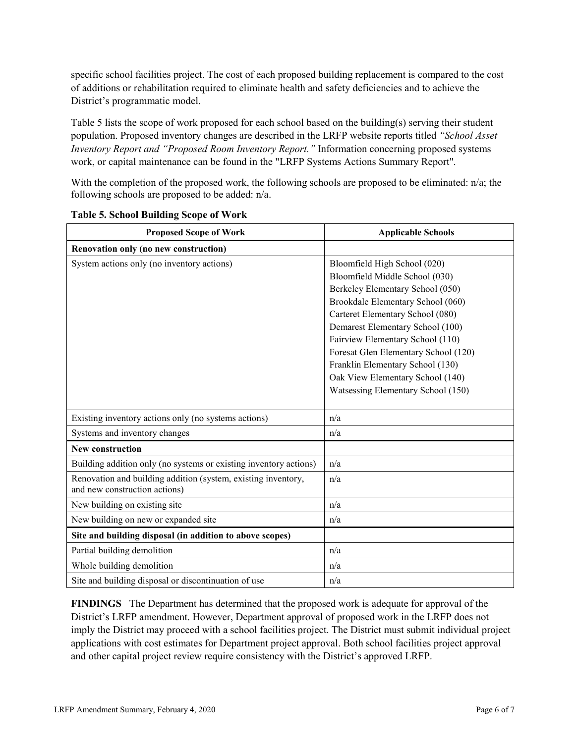specific school facilities project. The cost of each proposed building replacement is compared to the cost of additions or rehabilitation required to eliminate health and safety deficiencies and to achieve the District's programmatic model.

Table 5 lists the scope of work proposed for each school based on the building(s) serving their student population. Proposed inventory changes are described in the LRFP website reports titled *"School Asset Inventory Report and "Proposed Room Inventory Report."* Information concerning proposed systems work, or capital maintenance can be found in the "LRFP Systems Actions Summary Report".

With the completion of the proposed work, the following schools are proposed to be eliminated: n/a; the following schools are proposed to be added: n/a.

**Table 5. School Building Scope of Work**

| Proposed Scope of Work | Applicable Schools |
|---|---|
| **Renovation only (no new construction)** | |
| System actions only (no inventory actions) | Bloomfield High School (020)<br>Bloomfield Middle School (030)<br>Berkeley Elementary School (050)<br>Brookdale Elementary School (060)<br>Carteret Elementary School (080)<br>Demarest Elementary School (100)<br>Fairview Elementary School (110)<br>Foresat Glen Elementary School (120)<br>Franklin Elementary School (130)<br>Oak View Elementary School (140)<br>Watsessing Elementary School (150) |
| Existing inventory actions only (no systems actions) | n/a |
| Systems and inventory changes | n/a |
| **New construction** | |
| Building addition only (no systems or existing inventory actions) | n/a |
| Renovation and building addition (system, existing inventory, and new construction actions) | n/a |
| New building on existing site | n/a |
| New building on new or expanded site | n/a |
| **Site and building disposal (in addition to above scopes)** | |
| Partial building demolition | n/a |
| Whole building demolition | n/a |
| Site and building disposal or discontinuation of use | n/a |

**FINDINGS** The Department has determined that the proposed work is adequate for approval of the District's LRFP amendment. However, Department approval of proposed work in the LRFP does not imply the District may proceed with a school facilities project. The District must submit individual project applications with cost estimates for Department project approval. Both school facilities project approval and other capital project review require consistency with the District's approved LRFP.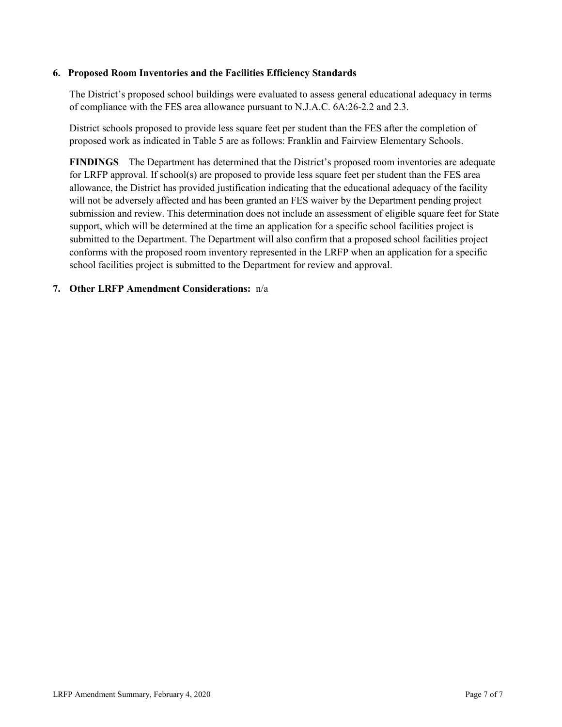**6. Proposed Room Inventories and the Facilities Efficiency Standards**

The District's proposed school buildings were evaluated to assess general educational adequacy in terms of compliance with the FES area allowance pursuant to N.J.A.C. 6A:26-2.2 and 2.3.

District schools proposed to provide less square feet per student than the FES after the completion of proposed work as indicated in Table 5 are as follows: Franklin and Fairview Elementary Schools.

**FINDINGS** The Department has determined that the District's proposed room inventories are adequate for LRFP approval. If school(s) are proposed to provide less square feet per student than the FES area allowance, the District has provided justification indicating that the educational adequacy of the facility will not be adversely affected and has been granted an FES waiver by the Department pending project submission and review. This determination does not include an assessment of eligible square feet for State support, which will be determined at the time an application for a specific school facilities project is submitted to the Department. The Department will also confirm that a proposed school facilities project conforms with the proposed room inventory represented in the LRFP when an application for a specific school facilities project is submitted to the Department for review and approval.

**7. Other LRFP Amendment Considerations:** n/a